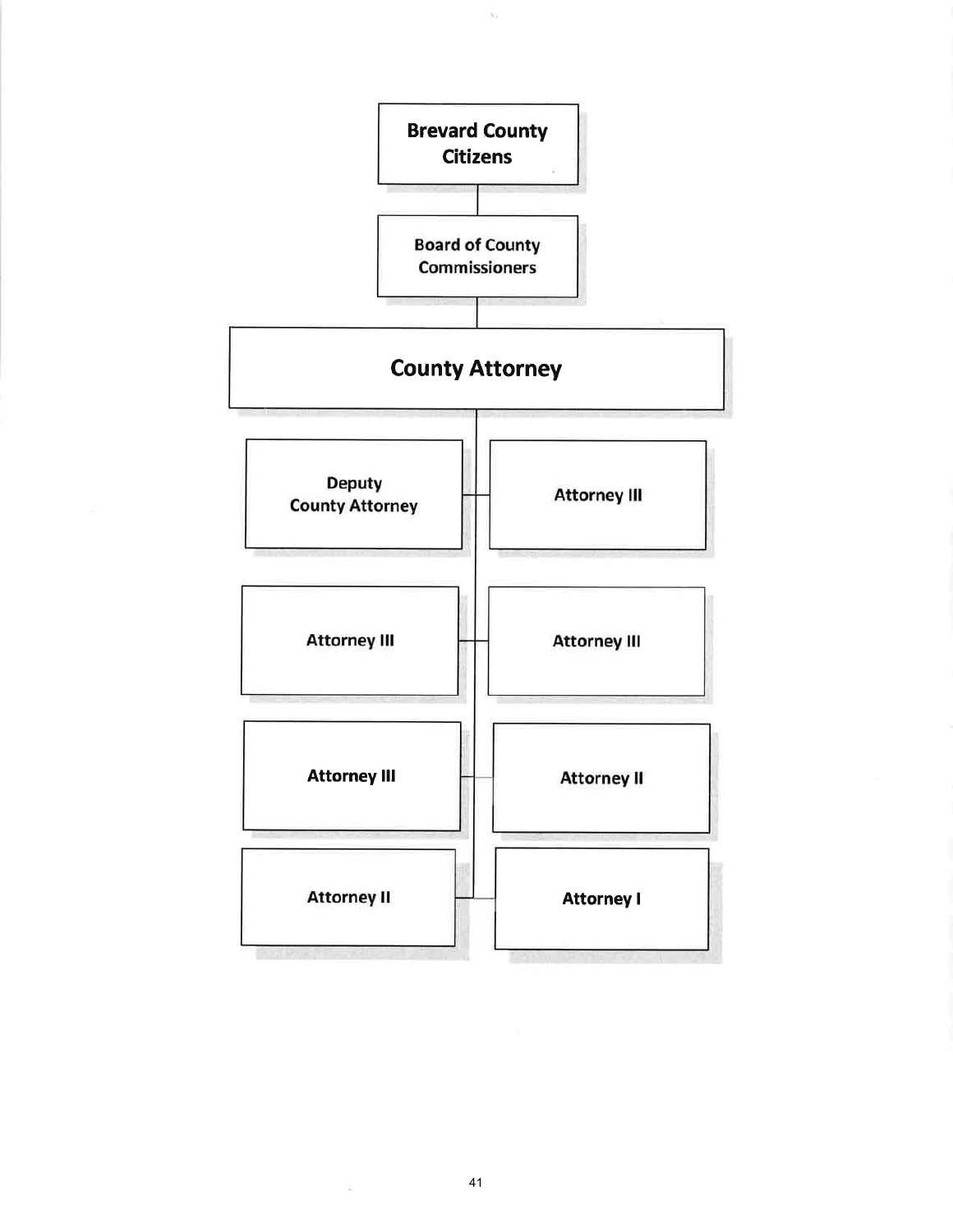Brevard County Citizens

Board of County Commissioners

County Attorney

- Deputy County Attorney
- Attorney III
- Attorney III
- Attorney III
- Attorney III
- Attorney II
- Attorney II
- Attorney I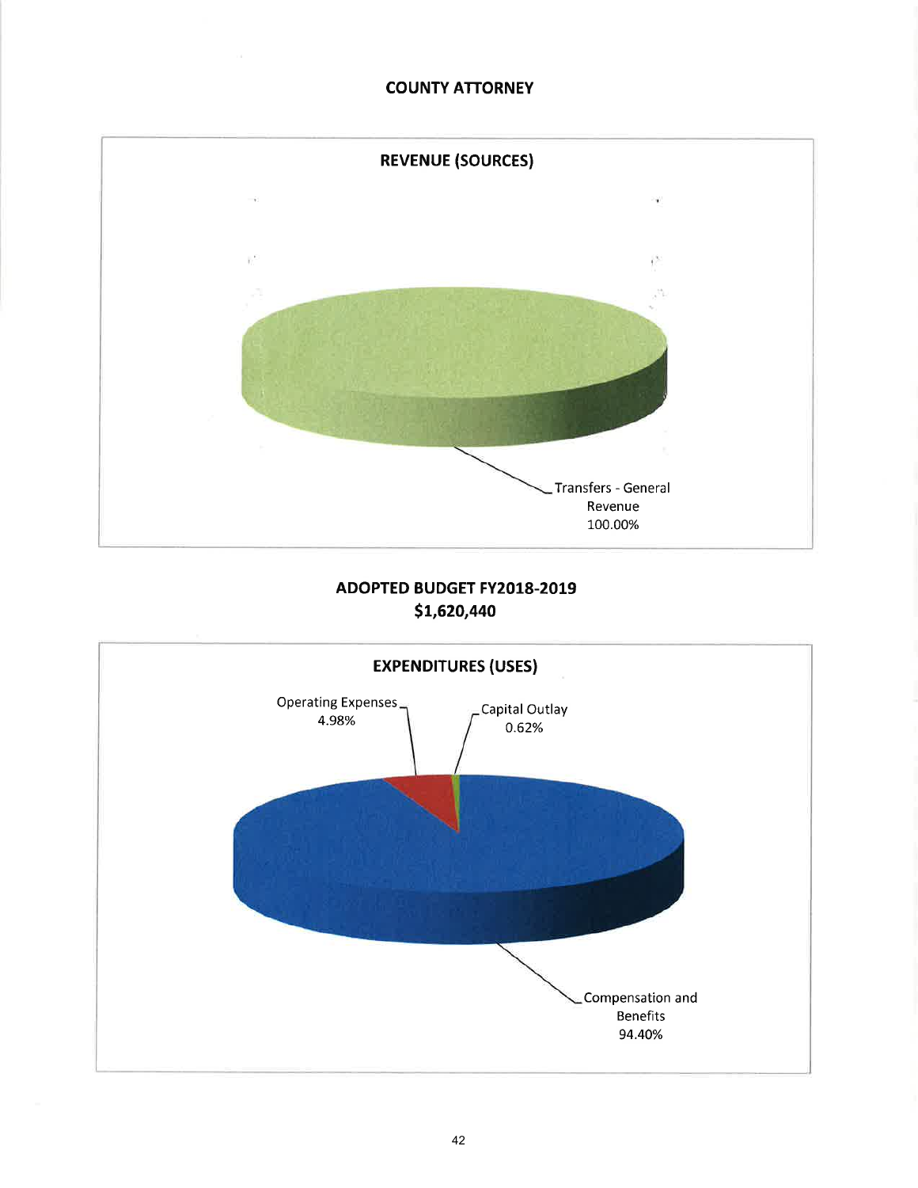# COUNTY ATTORNEY

## REVENUE (SOURCES)

Transfers - General Revenue 100.00%

## ADOPTED BUDGET FY2018-2019
## $1,620,440

## EXPENDITURES (USES)

Operating Expenses 4.98%

Capital Outlay 0.62%

Compensation and Benefits 94.40%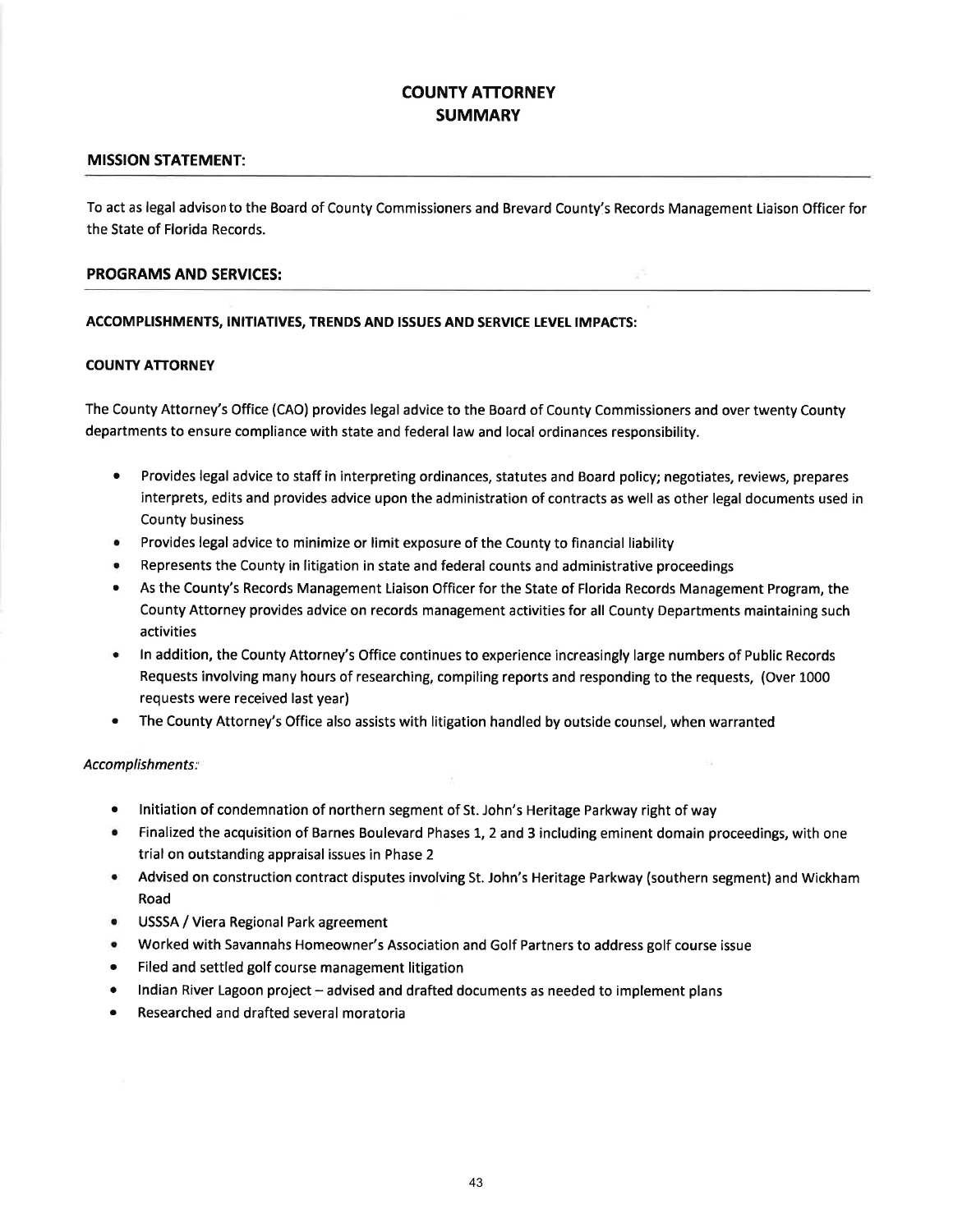# COUNTY ATTORNEY
# SUMMARY

## MISSION STATEMENT:

To act as legal advison to the Board of County Commissioners and Brevard County's Records Management Liaison Officer for the State of Florida Records.

## PROGRAMS AND SERVICES:

### ACCOMPLISHMENTS, INITIATIVES, TRENDS AND ISSUES AND SERVICE LEVEL IMPACTS:

### COUNTY ATTORNEY

The County Attorney's Office (CAO) provides legal advice to the Board of County Commissioners and over twenty County departments to ensure compliance with state and federal law and local ordinances responsibility.

- Provides legal advice to staff in interpreting ordinances, statutes and Board policy; negotiates, reviews, prepares interprets, edits and provides advice upon the administration of contracts as well as other legal documents used in County business
- Provides legal advice to minimize or limit exposure of the County to financial liability
- Represents the County in litigation in state and federal counts and administrative proceedings
- As the County's Records Management Liaison Officer for the State of Florida Records Management Program, the County Attorney provides advice on records management activities for all County Departments maintaining such activities
- In addition, the County Attorney's Office continues to experience increasingly large numbers of Public Records Requests involving many hours of researching, compiling reports and responding to the requests, (Over 1000 requests were received last year)
- The County Attorney's Office also assists with litigation handled by outside counsel, when warranted

*Accomplishments:*

- Initiation of condemnation of northern segment of St. John's Heritage Parkway right of way
- Finalized the acquisition of Barnes Boulevard Phases 1, 2 and 3 including eminent domain proceedings, with one trial on outstanding appraisal issues in Phase 2
- Advised on construction contract disputes involving St. John's Heritage Parkway (southern segment) and Wickham Road
- USSSA / Viera Regional Park agreement
- Worked with Savannahs Homeowner's Association and Golf Partners to address golf course issue
- Filed and settled golf course management litigation
- Indian River Lagoon project – advised and drafted documents as needed to implement plans
- Researched and drafted several moratoria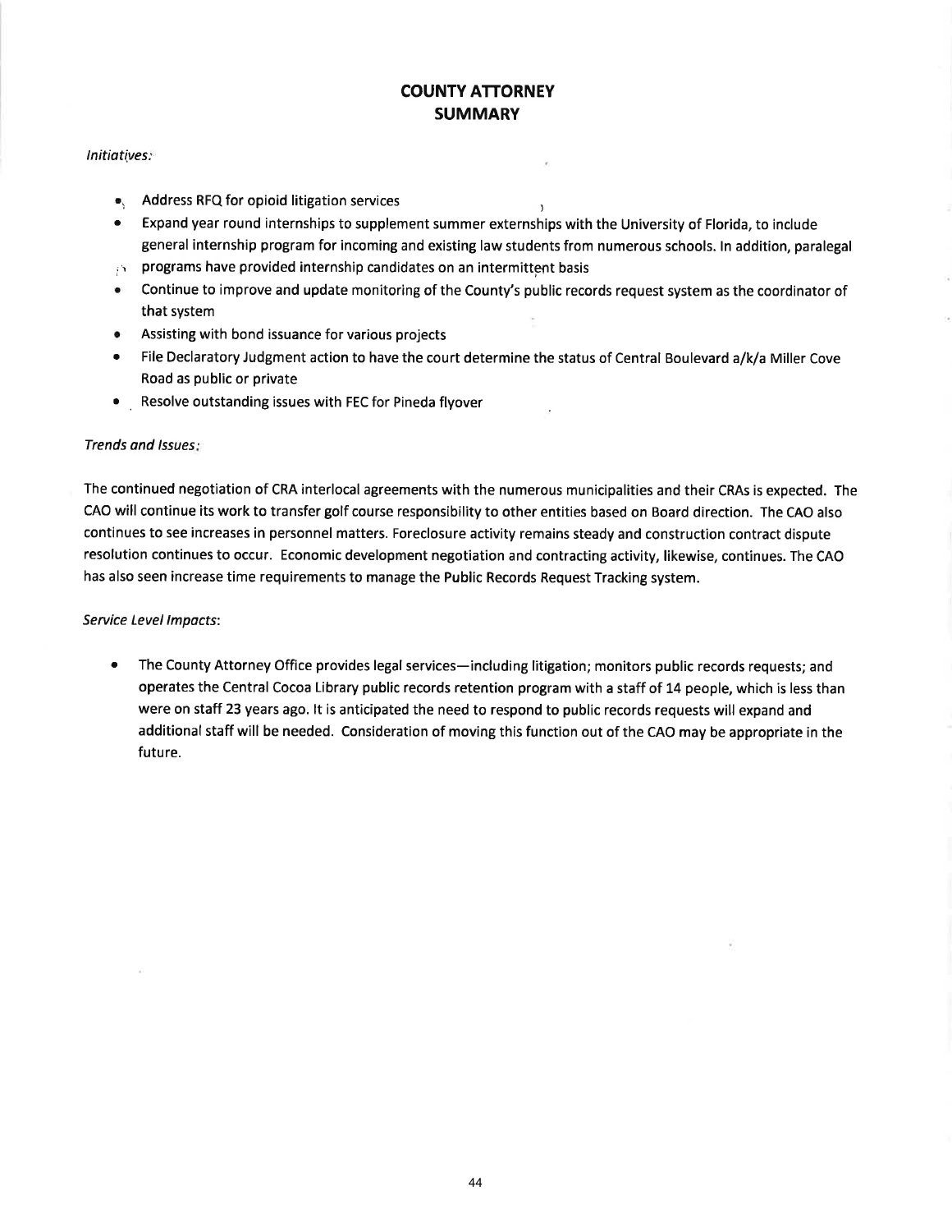# COUNTY ATTORNEY
## SUMMARY

*Initiatives:*

- Address RFQ for opioid litigation services
- Expand year round internships to supplement summer externships with the University of Florida, to include general internship program for incoming and existing law students from numerous schools. In addition, paralegal programs have provided internship candidates on an intermittent basis
- Continue to improve and update monitoring of the County's public records request system as the coordinator of that system
- Assisting with bond issuance for various projects
- File Declaratory Judgment action to have the court determine the status of Central Boulevard a/k/a Miller Cove Road as public or private
- Resolve outstanding issues with FEC for Pineda flyover

*Trends and Issues:*

The continued negotiation of CRA interlocal agreements with the numerous municipalities and their CRAs is expected. The CAO will continue its work to transfer golf course responsibility to other entities based on Board direction. The CAO also continues to see increases in personnel matters. Foreclosure activity remains steady and construction contract dispute resolution continues to occur. Economic development negotiation and contracting activity, likewise, continues. The CAO has also seen increase time requirements to manage the Public Records Request Tracking system.

*Service Level Impacts:*

- The County Attorney Office provides legal services—including litigation; monitors public records requests; and operates the Central Cocoa Library public records retention program with a staff of 14 people, which is less than were on staff 23 years ago. It is anticipated the need to respond to public records requests will expand and additional staff will be needed. Consideration of moving this function out of the CAO may be appropriate in the future.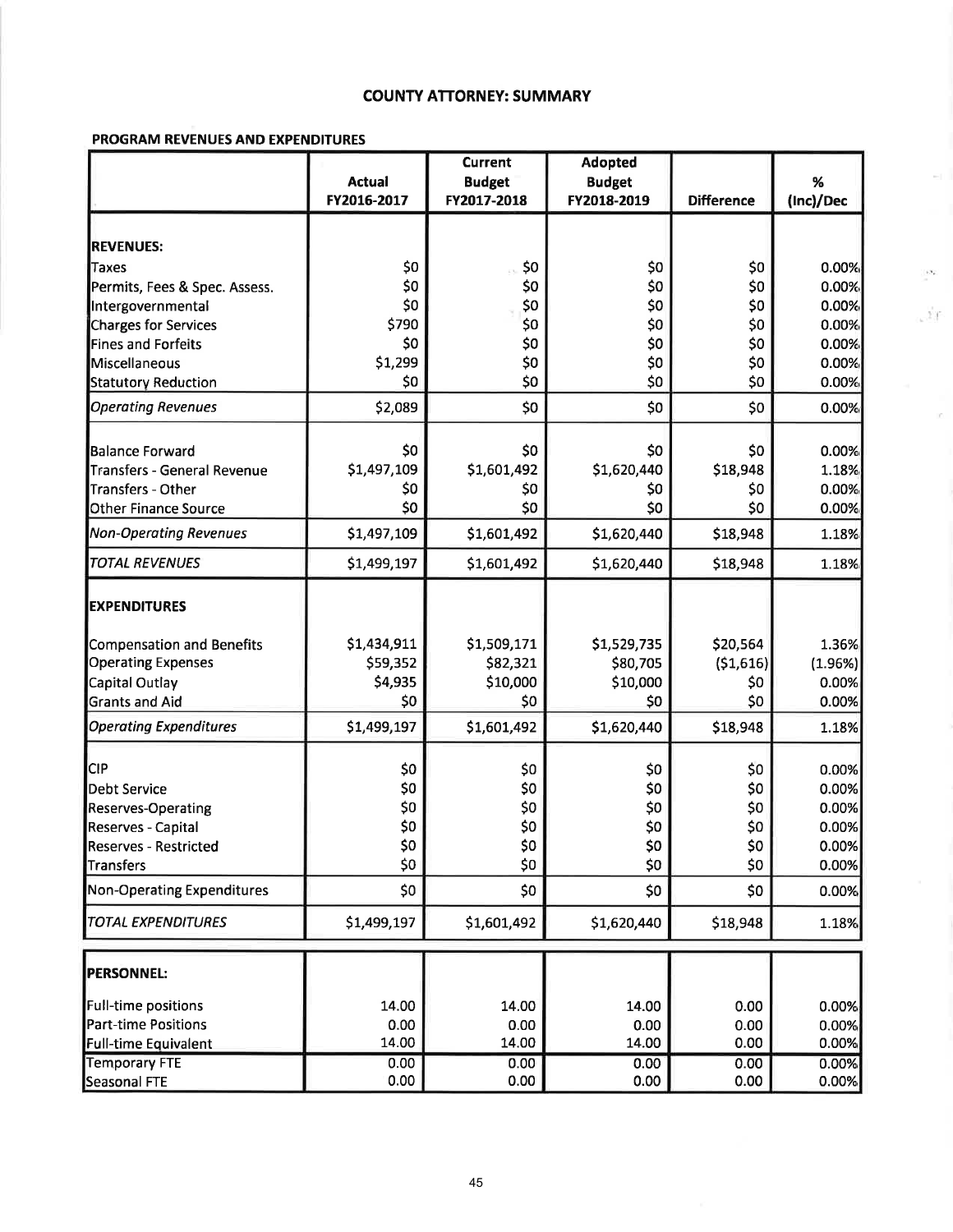## COUNTY ATTORNEY: SUMMARY

### PROGRAM REVENUES AND EXPENDITURES

| | Actual FY2016-2017 | Current Budget FY2017-2018 | Adopted Budget FY2018-2019 | Difference | % (Inc)/Dec |
|---|---|---|---|---|---|
| **REVENUES:** | | | | | |
| Taxes | $0 | $0 | $0 | $0 | 0.00% |
| Permits, Fees & Spec. Assess. | $0 | $0 | $0 | $0 | 0.00% |
| Intergovernmental | $0 | $0 | $0 | $0 | 0.00% |
| Charges for Services | $790 | $0 | $0 | $0 | 0.00% |
| Fines and Forfeits | $0 | $0 | $0 | $0 | 0.00% |
| Miscellaneous | $1,299 | $0 | $0 | $0 | 0.00% |
| Statutory Reduction | $0 | $0 | $0 | $0 | 0.00% |
| *Operating Revenues* | $2,089 | $0 | $0 | $0 | 0.00% |
| Balance Forward | $0 | $0 | $0 | $0 | 0.00% |
| Transfers - General Revenue | $1,497,109 | $1,601,492 | $1,620,440 | $18,948 | 1.18% |
| Transfers - Other | $0 | $0 | $0 | $0 | 0.00% |
| Other Finance Source | $0 | $0 | $0 | $0 | 0.00% |
| *Non-Operating Revenues* | $1,497,109 | $1,601,492 | $1,620,440 | $18,948 | 1.18% |
| *TOTAL REVENUES* | $1,499,197 | $1,601,492 | $1,620,440 | $18,948 | 1.18% |
| **EXPENDITURES** | | | | | |
| Compensation and Benefits | $1,434,911 | $1,509,171 | $1,529,735 | $20,564 | 1.36% |
| Operating Expenses | $59,352 | $82,321 | $80,705 | ($1,616) | (1.96%) |
| Capital Outlay | $4,935 | $10,000 | $10,000 | $0 | 0.00% |
| Grants and Aid | $0 | $0 | $0 | $0 | 0.00% |
| *Operating Expenditures* | $1,499,197 | $1,601,492 | $1,620,440 | $18,948 | 1.18% |
| CIP | $0 | $0 | $0 | $0 | 0.00% |
| Debt Service | $0 | $0 | $0 | $0 | 0.00% |
| Reserves-Operating | $0 | $0 | $0 | $0 | 0.00% |
| Reserves - Capital | $0 | $0 | $0 | $0 | 0.00% |
| Reserves - Restricted | $0 | $0 | $0 | $0 | 0.00% |
| Transfers | $0 | $0 | $0 | $0 | 0.00% |
| Non-Operating Expenditures | $0 | $0 | $0 | $0 | 0.00% |
| *TOTAL EXPENDITURES* | $1,499,197 | $1,601,492 | $1,620,440 | $18,948 | 1.18% |

| | | | | | |
|---|---|---|---|---|---|
| **PERSONNEL:** | | | | | |
| Full-time positions | 14.00 | 14.00 | 14.00 | 0.00 | 0.00% |
| Part-time Positions | 0.00 | 0.00 | 0.00 | 0.00 | 0.00% |
| Full-time Equivalent | 14.00 | 14.00 | 14.00 | 0.00 | 0.00% |
| Temporary FTE | 0.00 | 0.00 | 0.00 | 0.00 | 0.00% |
| Seasonal FTE | 0.00 | 0.00 | 0.00 | 0.00 | 0.00% |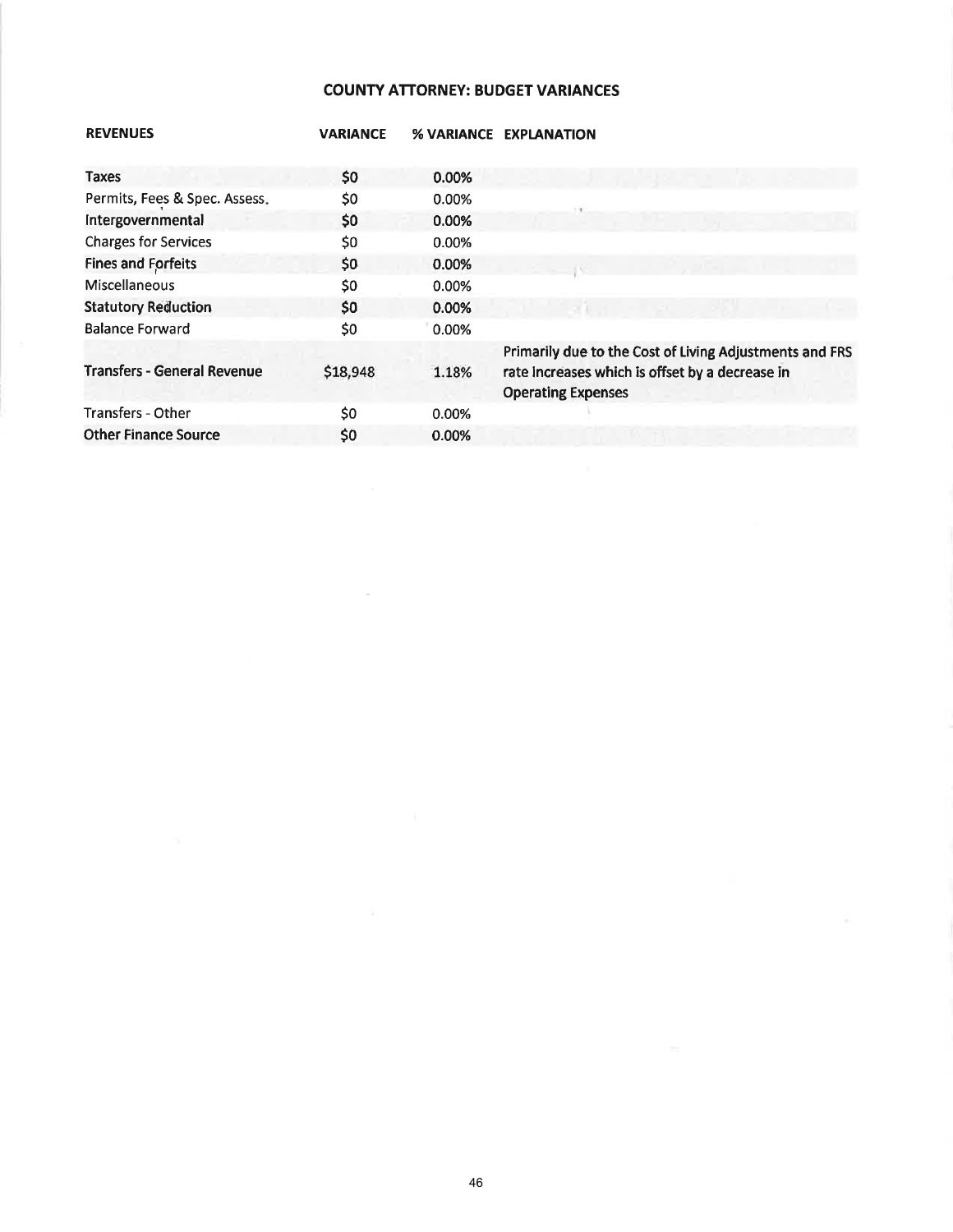# COUNTY ATTORNEY: BUDGET VARIANCES

| REVENUES | VARIANCE | % VARIANCE | EXPLANATION |
|---|---|---|---|
| Taxes | $0 | 0.00% | |
| Permits, Fees & Spec. Assess. | $0 | 0.00% | |
| Intergovernmental | $0 | 0.00% | |
| Charges for Services | $0 | 0.00% | |
| Fines and Forfeits | $0 | 0.00% | |
| Miscellaneous | $0 | 0.00% | |
| Statutory Reduction | $0 | 0.00% | |
| Balance Forward | $0 | 0.00% | |
| Transfers - General Revenue | $18,948 | 1.18% | Primarily due to the Cost of Living Adjustments and FRS rate increases which is offset by a decrease in Operating Expenses |
| Transfers - Other | $0 | 0.00% | |
| Other Finance Source | $0 | 0.00% | |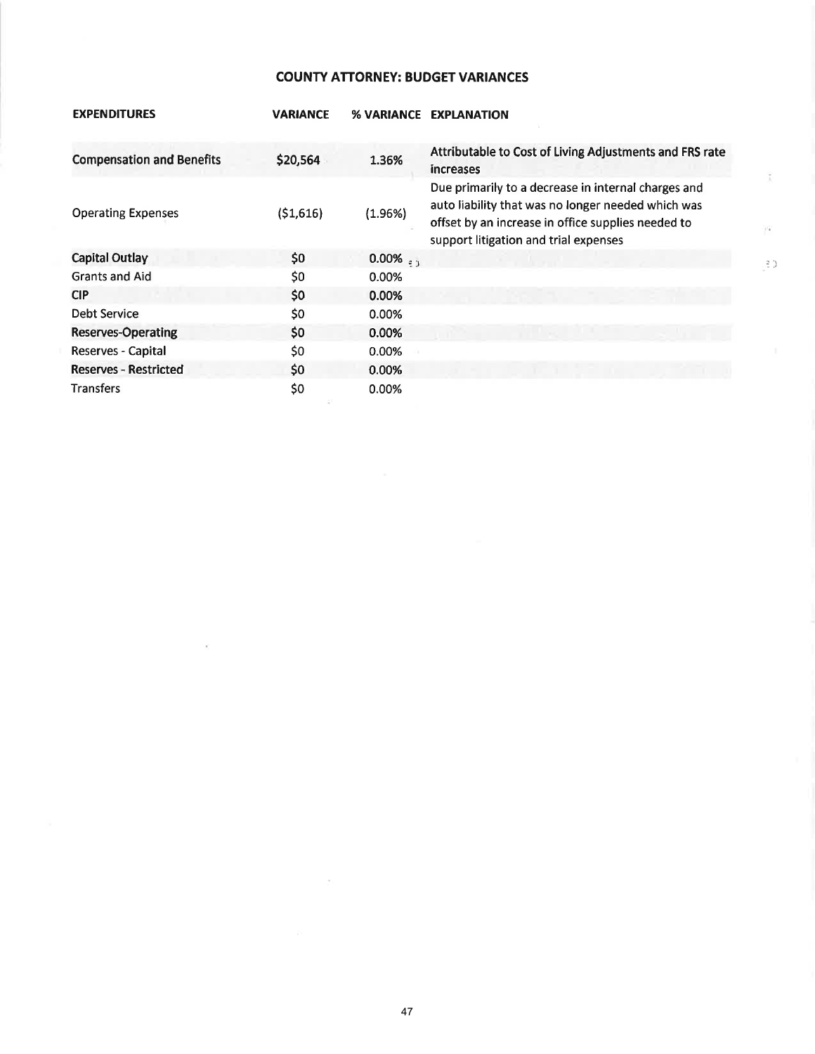## COUNTY ATTORNEY: BUDGET VARIANCES

| EXPENDITURES | VARIANCE | % VARIANCE | EXPLANATION |
|---|---|---|---|
| **Compensation and Benefits** | **$20,564** | **1.36%** | **Attributable to Cost of Living Adjustments and FRS rate increases** |
| Operating Expenses | ($1,616) | (1.96%) | Due primarily to a decrease in internal charges and auto liability that was no longer needed which was offset by an increase in office supplies needed to support litigation and trial expenses |
| **Capital Outlay** | **$0** | **0.00%** | |
| Grants and Aid | $0 | 0.00% | |
| **CIP** | **$0** | **0.00%** | |
| Debt Service | $0 | 0.00% | |
| **Reserves-Operating** | **$0** | **0.00%** | |
| Reserves - Capital | $0 | 0.00% | |
| **Reserves - Restricted** | **$0** | **0.00%** | |
| Transfers | $0 | 0.00% | |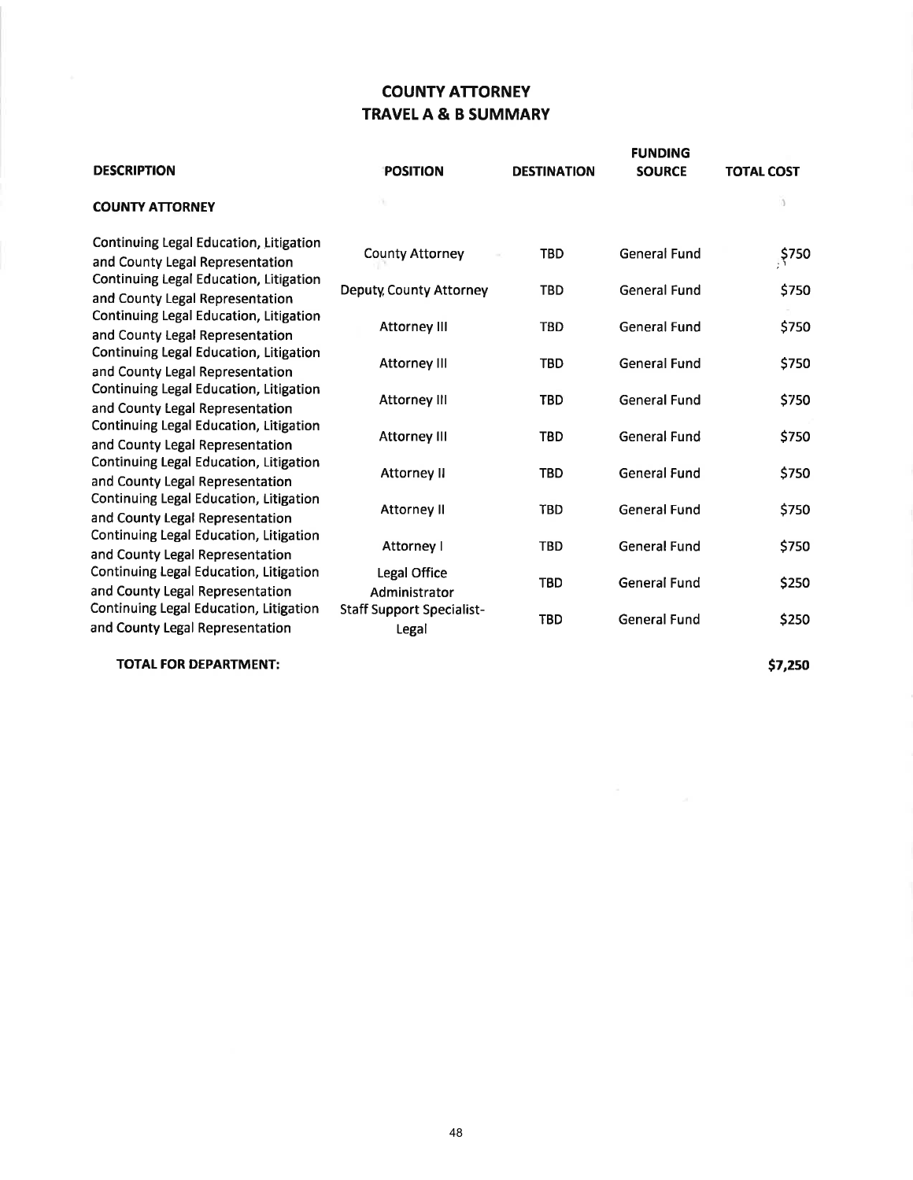# COUNTY ATTORNEY
## TRAVEL A & B SUMMARY

| DESCRIPTION | POSITION | DESTINATION | FUNDING SOURCE | TOTAL COST |
|---|---|---|---|---|
| **COUNTY ATTORNEY** | | | | |
| Continuing Legal Education, Litigation and County Legal Representation | County Attorney | TBD | General Fund | $750 |
| Continuing Legal Education, Litigation and County Legal Representation | Deputy County Attorney | TBD | General Fund | $750 |
| Continuing Legal Education, Litigation and County Legal Representation | Attorney III | TBD | General Fund | $750 |
| Continuing Legal Education, Litigation and County Legal Representation | Attorney III | TBD | General Fund | $750 |
| Continuing Legal Education, Litigation and County Legal Representation | Attorney III | TBD | General Fund | $750 |
| Continuing Legal Education, Litigation and County Legal Representation | Attorney III | TBD | General Fund | $750 |
| Continuing Legal Education, Litigation and County Legal Representation | Attorney II | TBD | General Fund | $750 |
| Continuing Legal Education, Litigation and County Legal Representation | Attorney II | TBD | General Fund | $750 |
| Continuing Legal Education, Litigation and County Legal Representation | Attorney I | TBD | General Fund | $750 |
| Continuing Legal Education, Litigation and County Legal Representation | Legal Office Administrator | TBD | General Fund | $250 |
| Continuing Legal Education, Litigation and County Legal Representation | Staff Support Specialist-Legal | TBD | General Fund | $250 |
| **TOTAL FOR DEPARTMENT:** | | | | **$7,250** |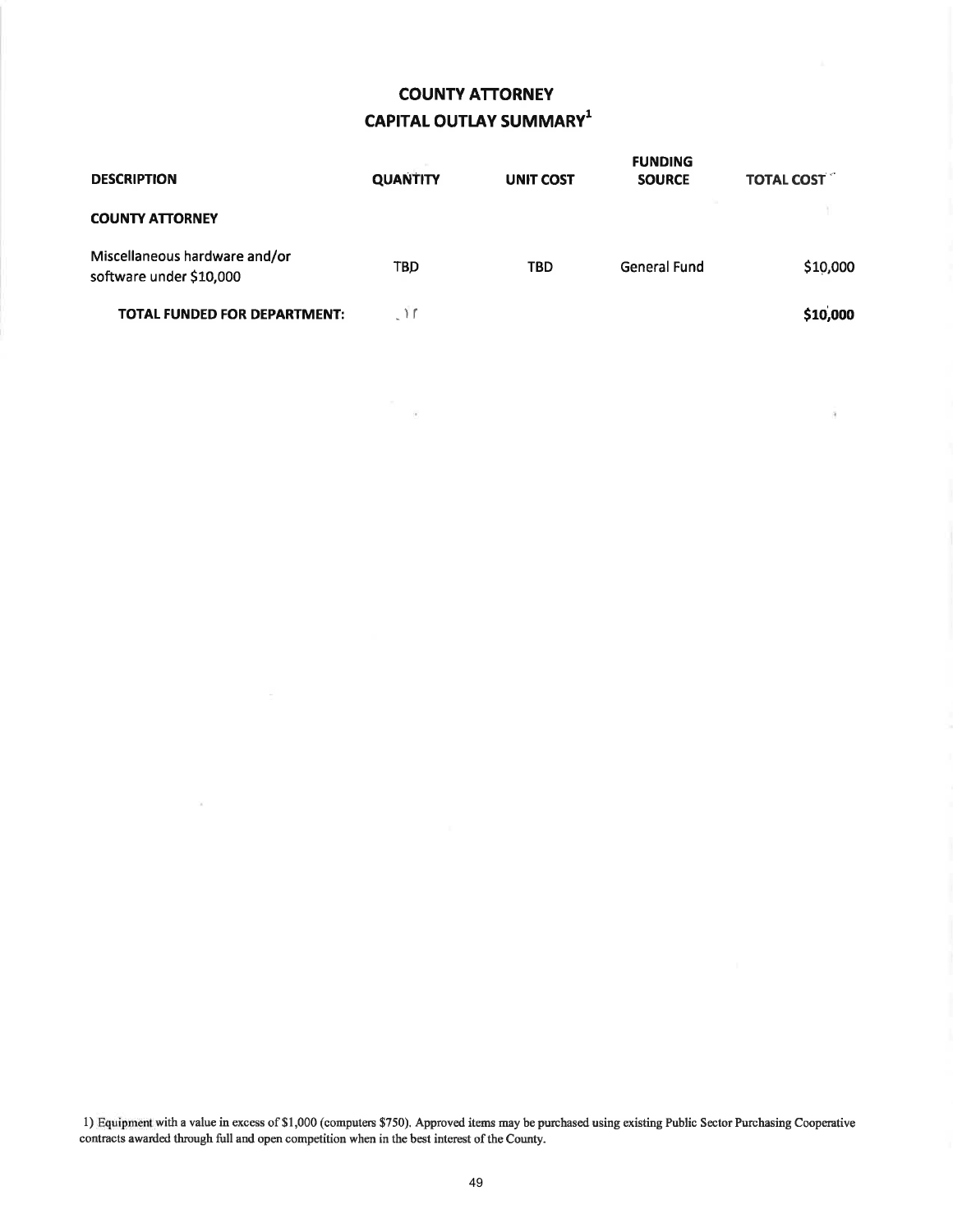# COUNTY ATTORNEY
## CAPITAL OUTLAY SUMMARY[1]

| DESCRIPTION | QUANTITY | UNIT COST | FUNDING SOURCE | TOTAL COST |
|---|---|---|---|---|
| **COUNTY ATTORNEY** | | | | |
| Miscellaneous hardware and/or software under $10,000 | TBD | TBD | General Fund | $10,000 |
| **TOTAL FUNDED FOR DEPARTMENT:** | | | | **$10,000** |

1) Equipment with a value in excess of $1,000 (computers $750). Approved items may be purchased using existing Public Sector Purchasing Cooperative contracts awarded through full and open competition when in the best interest of the County.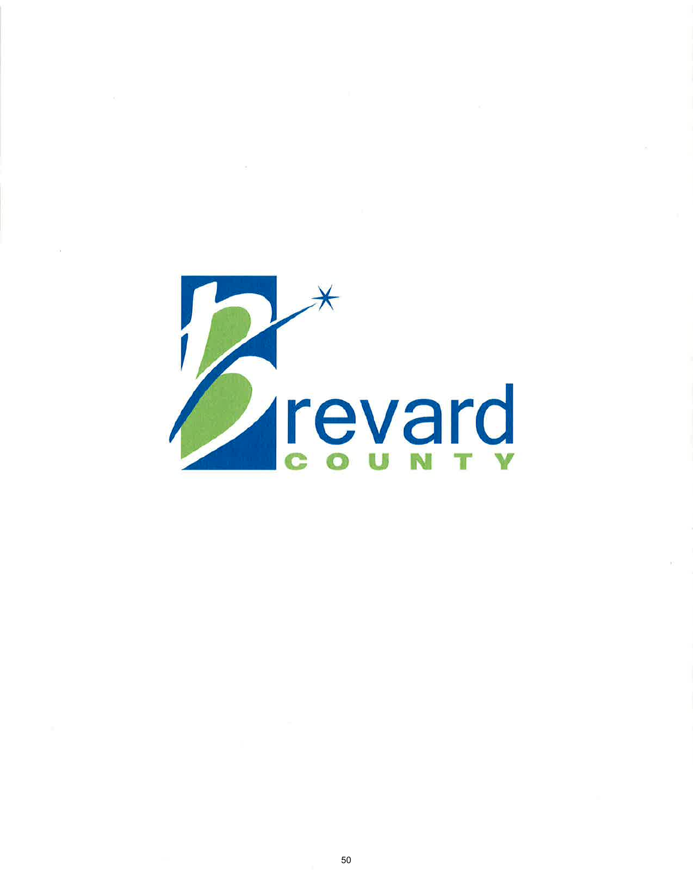Brevard

COUNTY